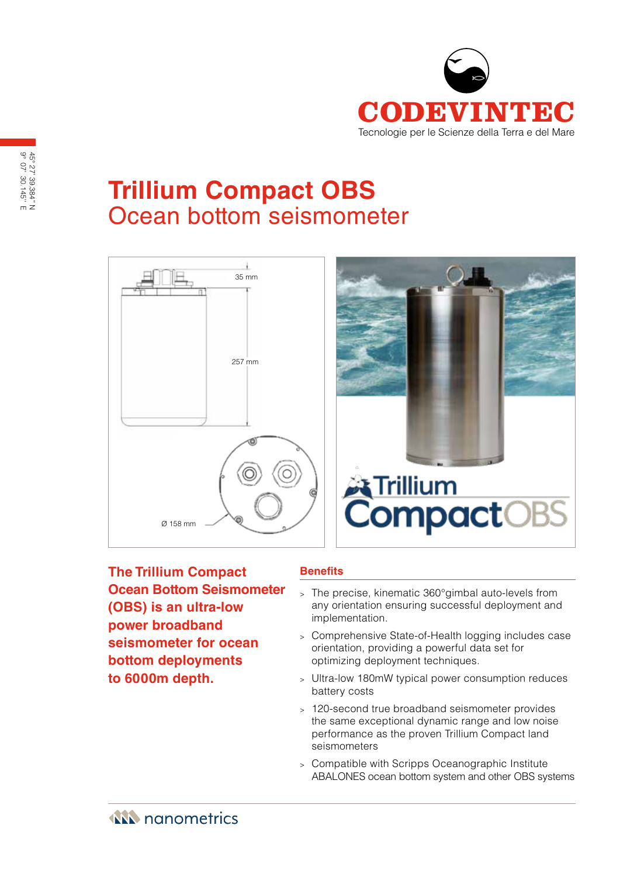CODEVINTEC

Tecnologie per le Scienze della Terra e del Mare

45° 27' 39.384" N
9° 07' 30.145" E

# Trillium Compact OBS

## Ocean bottom seismometer

35 mm

257 mm

Ø 158 mm

Trillium CompactOBS

**The Trillium Compact Ocean Bottom Seismometer (OBS) is an ultra-low power broadband seismometer for ocean bottom deployments to 6000m depth.**

### Benefits

- The precise, kinematic 360°gimbal auto-levels from any orientation ensuring successful deployment and implementation.
- Comprehensive State-of-Health logging includes case orientation, providing a powerful data set for optimizing deployment techniques.
- Ultra-low 180mW typical power consumption reduces battery costs
- 120-second true broadband seismometer provides the same exceptional dynamic range and low noise performance as the proven Trillium Compact land seismometers
- Compatible with Scripps Oceanographic Institute ABALONES ocean bottom system and other OBS systems

nanometrics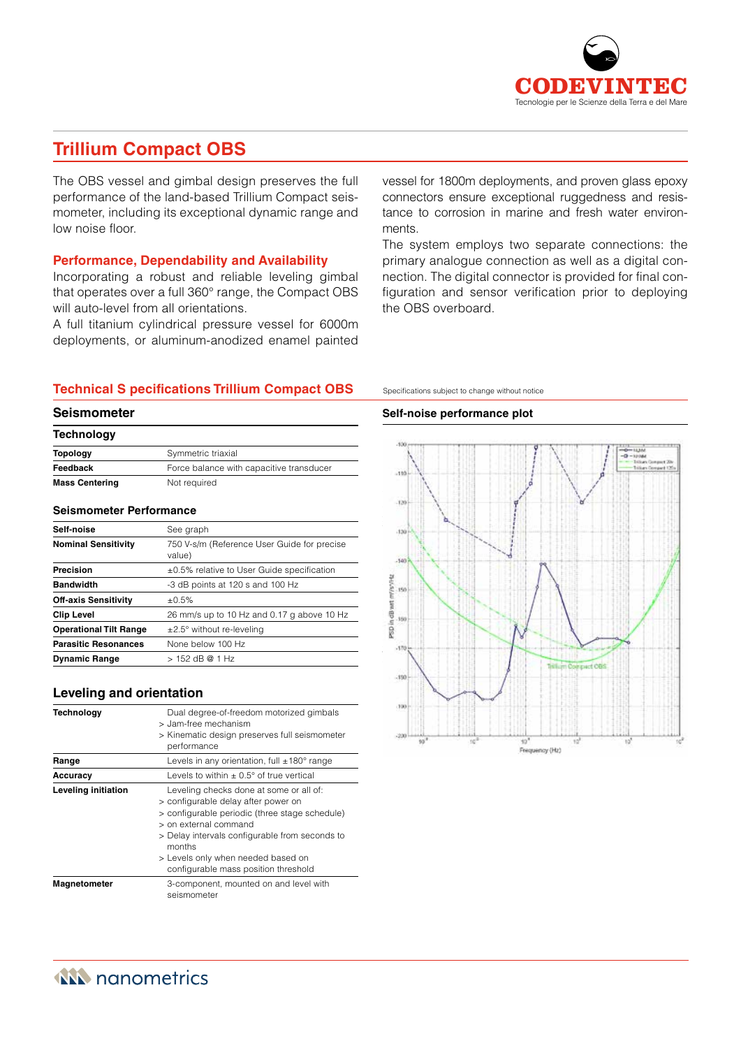# Trillium Compact OBS

The OBS vessel and gimbal design preserves the full performance of the land-based Trillium Compact seismometer, including its exceptional dynamic range and low noise floor.

## Performance, Dependability and Availability

Incorporating a robust and reliable leveling gimbal that operates over a full 360° range, the Compact OBS will auto-level from all orientations.

A full titanium cylindrical pressure vessel for 6000m deployments, or aluminum-anodized enamel painted vessel for 1800m deployments, and proven glass epoxy connectors ensure exceptional ruggedness and resistance to corrosion in marine and fresh water environments.

The system employs two separate connections: the primary analogue connection as well as a digital connection. The digital connector is provided for final configuration and sensor verification prior to deploying the OBS overboard.

## Technical S pecifications Trillium Compact OBS

Specifications subject to change without notice

### Seismometer

#### Technology

| | |
|---|---|
| **Topology** | Symmetric triaxial |
| **Feedback** | Force balance with capacitive transducer |
| **Mass Centering** | Not required |

#### Seismometer Performance

| | |
|---|---|
| **Self-noise** | See graph |
| **Nominal Sensitivity** | 750 V-s/m (Reference User Guide for precise value) |
| **Precision** | ±0.5% relative to User Guide specification |
| **Bandwidth** | -3 dB points at 120 s and 100 Hz |
| **Off-axis Sensitivity** | ±0.5% |
| **Clip Level** | 26 mm/s up to 10 Hz and 0.17 g above 10 Hz |
| **Operational Tilt Range** | ±2.5° without re-leveling |
| **Parasitic Resonances** | None below 100 Hz |
| **Dynamic Range** | > 152 dB @ 1 Hz |

### Leveling and orientation

| | |
|---|---|
| **Technology** | Dual degree-of-freedom motorized gimbals<br>> Jam-free mechanism<br>> Kinematic design preserves full seismometer performance |
| **Range** | Levels in any orientation, full ±180° range |
| **Accuracy** | Levels to within ± 0.5° of true vertical |
| **Leveling initiation** | Leveling checks done at some or all of:<br>> configurable delay after power on<br>> configurable periodic (three stage schedule)<br>> on external command<br>> Delay intervals configurable from seconds to months<br>> Levels only when needed based on configurable mass position threshold |
| **Magnetometer** | 3-component, mounted on and level with seismometer |

### Self-noise performance plot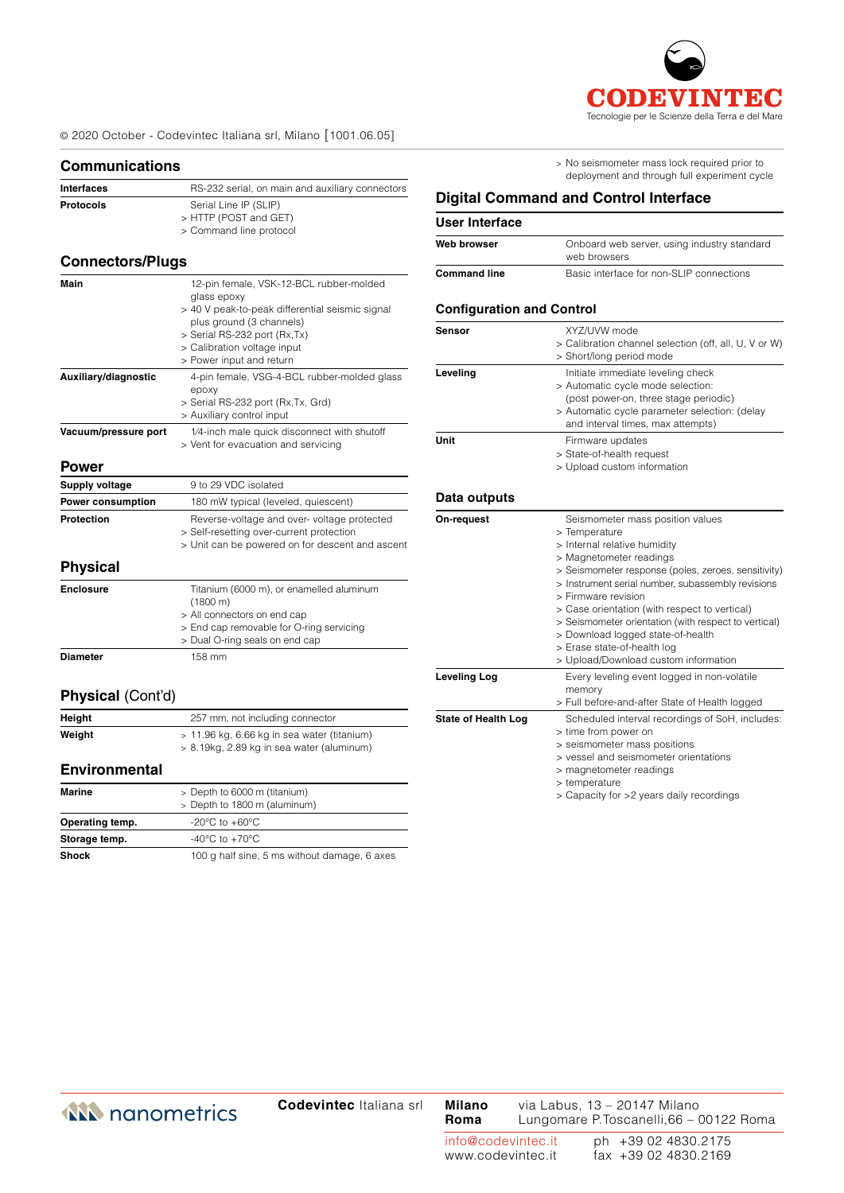© 2020 October - Codevintec Italiana srl, Milano [1001.06.05]

## Communications

| | |
|---|---|
| **Interfaces** | RS-232 serial, on main and auxiliary connectors |
| **Protocols** | Serial Line IP (SLIP)<br>> HTTP (POST and GET)<br>> Command line protocol |

## Connectors/Plugs

| | |
|---|---|
| **Main** | 12-pin female, VSK-12-BCL rubber-molded glass epoxy<br>> 40 V peak-to-peak differential seismic signal plus ground (3 channels)<br>> Serial RS-232 port (Rx,Tx)<br>> Calibration voltage input<br>> Power input and return |
| **Auxiliary/diagnostic** | 4-pin female, VSG-4-BCL rubber-molded glass epoxy<br>> Serial RS-232 port (Rx,Tx, Grd)<br>> Auxiliary control input |
| **Vacuum/pressure port** | 1/4-inch male quick disconnect with shutoff<br>> Vent for evacuation and servicing |

## Power

| | |
|---|---|
| **Supply voltage** | 9 to 29 VDC isolated |
| **Power consumption** | 180 mW typical (leveled, quiescent) |
| **Protection** | Reverse-voltage and over- voltage protected<br>> Self-resetting over-current protection<br>> Unit can be powered on for descent and ascent |

## Physical

| | |
|---|---|
| **Enclosure** | Titanium (6000 m), or enamelled aluminum (1800 m)<br>> All connectors on end cap<br>> End cap removable for O-ring servicing<br>> Dual O-ring seals on end cap |
| **Diameter** | 158 mm |

## Physical (Cont'd)

| | |
|---|---|
| **Height** | 257 mm, not including connector |
| **Weight** | > 11.96 kg, 6.66 kg in sea water (titanium)<br>> 8.19kg, 2.89 kg in sea water (aluminum) |

## Environmental

| | |
|---|---|
| **Marine** | > Depth to 6000 m (titanium)<br>> Depth to 1800 m (aluminum) |
| **Operating temp.** | -20°C to +60°C |
| **Storage temp.** | -40°C to +70°C |
| **Shock** | 100 g half sine, 5 ms without damage, 6 axes |

> No seismometer mass lock required prior to deployment and through full experiment cycle

## Digital Command and Control Interface

### User Interface

| | |
|---|---|
| **Web browser** | Onboard web server, using industry standard web browsers |
| **Command line** | Basic interface for non-SLIP connections |

### Configuration and Control

| | |
|---|---|
| **Sensor** | XYZ/UVW mode<br>> Calibration channel selection (off, all, U, V or W)<br>> Short/long period mode |
| **Leveling** | Initiate immediate leveling check<br>> Automatic cycle mode selection: (post power-on, three stage periodic)<br>> Automatic cycle parameter selection: (delay and interval times, max attempts) |
| **Unit** | Firmware updates<br>> State-of-health request<br>> Upload custom information |

### Data outputs

| | |
|---|---|
| **On-request** | Seismometer mass position values<br>> Temperature<br>> Internal relative humidity<br>> Magnetometer readings<br>> Seismometer response (poles, zeroes, sensitivity)<br>> Instrument serial number, subassembly revisions<br>> Firmware revision<br>> Case orientation (with respect to vertical)<br>> Seismometer orientation (with respect to vertical)<br>> Download logged state-of-health<br>> Erase state-of-health log<br>> Upload/Download custom information |
| **Leveling Log** | Every leveling event logged in non-volatile memory<br>> Full before-and-after State of Health logged |
| **State of Health Log** | Scheduled interval recordings of SoH, includes:<br>> time from power on<br>> seismometer mass positions<br>> vessel and seismometer orientations<br>> magnetometer readings<br>> temperature<br>> Capacity for >2 years daily recordings |

nanometrics

**Codevintec** Italiana srl

**Milano** via Labus, 13 – 20147 Milano
**Roma** Lungomare P.Toscanelli,66 – 00122 Roma

info@codevintec.it
www.codevintec.it

ph +39 02 4830.2175
fax +39 02 4830.2169